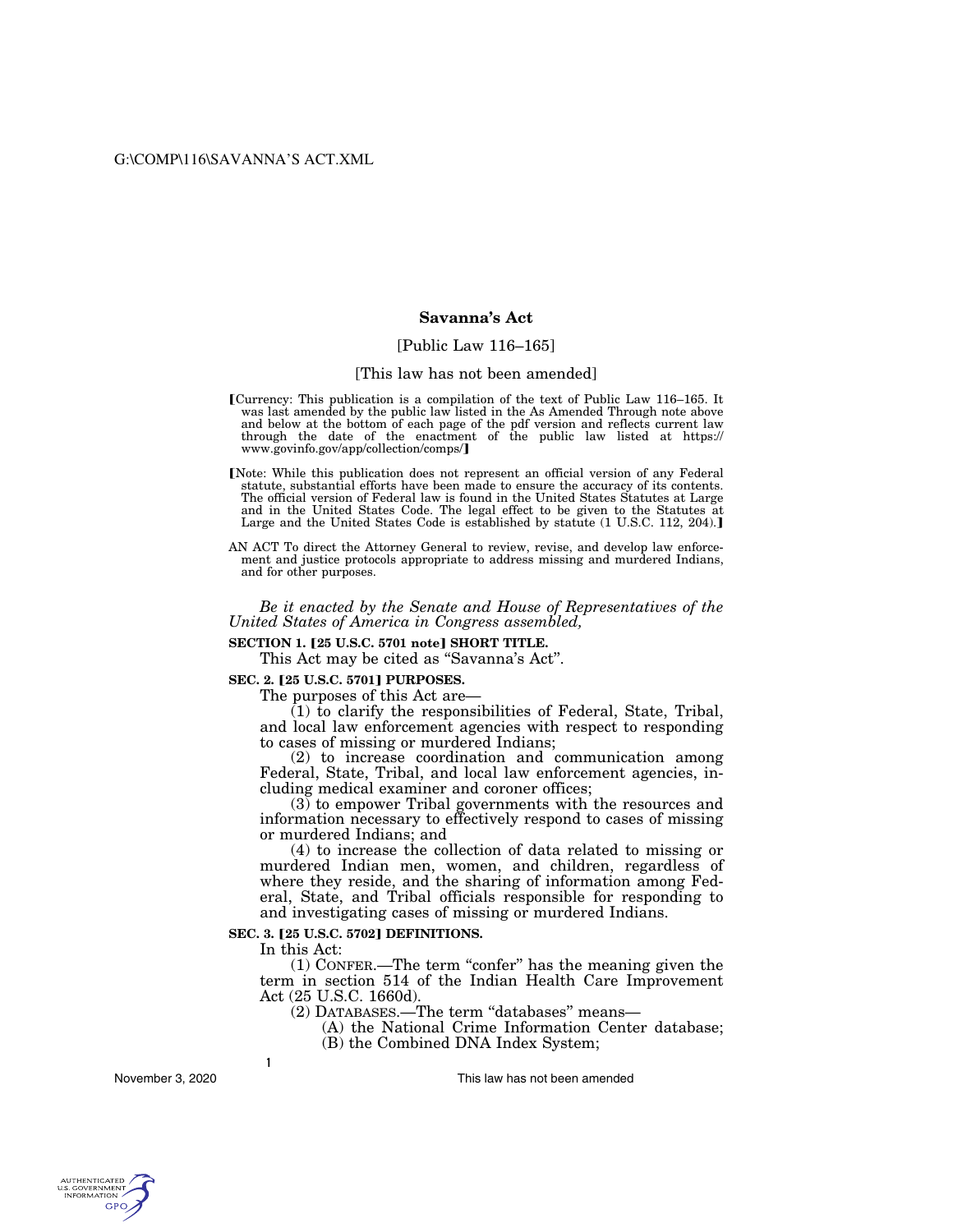# Savanna's Act

[Public Law 116–165]

[This law has not been amended]

[Currency: This publication is a compilation of the text of Public Law 116–165. It was last amended by the public law listed in the As Amended Through note above and below at the bottom of each page of the pdf version and reflects current law through the date of the enactment of the public law listed at https://www.govinfo.gov/app/collection/comps/]

[Note: While this publication does not represent an official version of any Federal statute, substantial efforts have been made to ensure the accuracy of its contents. The official version of Federal law is found in the United States Statutes at Large and in the United States Code. The legal effect to be given to the Statutes at Large and the United States Code is established by statute (1 U.S.C. 112, 204).]

AN ACT To direct the Attorney General to review, revise, and develop law enforcement and justice protocols appropriate to address missing and murdered Indians, and for other purposes.

*Be it enacted by the Senate and House of Representatives of the United States of America in Congress assembled,*

**SECTION 1. [25 U.S.C. 5701 note] SHORT TITLE.**

This Act may be cited as "Savanna's Act".

**SEC. 2. [25 U.S.C. 5701] PURPOSES.**

The purposes of this Act are—

(1) to clarify the responsibilities of Federal, State, Tribal, and local law enforcement agencies with respect to responding to cases of missing or murdered Indians;

(2) to increase coordination and communication among Federal, State, Tribal, and local law enforcement agencies, including medical examiner and coroner offices;

(3) to empower Tribal governments with the resources and information necessary to effectively respond to cases of missing or murdered Indians; and

(4) to increase the collection of data related to missing or murdered Indian men, women, and children, regardless of where they reside, and the sharing of information among Federal, State, and Tribal officials responsible for responding to and investigating cases of missing or murdered Indians.

**SEC. 3. [25 U.S.C. 5702] DEFINITIONS.**

In this Act:

(1) CONFER.—The term "confer" has the meaning given the term in section 514 of the Indian Health Care Improvement Act (25 U.S.C. 1660d).

(2) DATABASES.—The term "databases" means—

(A) the National Crime Information Center database;

(B) the Combined DNA Index System;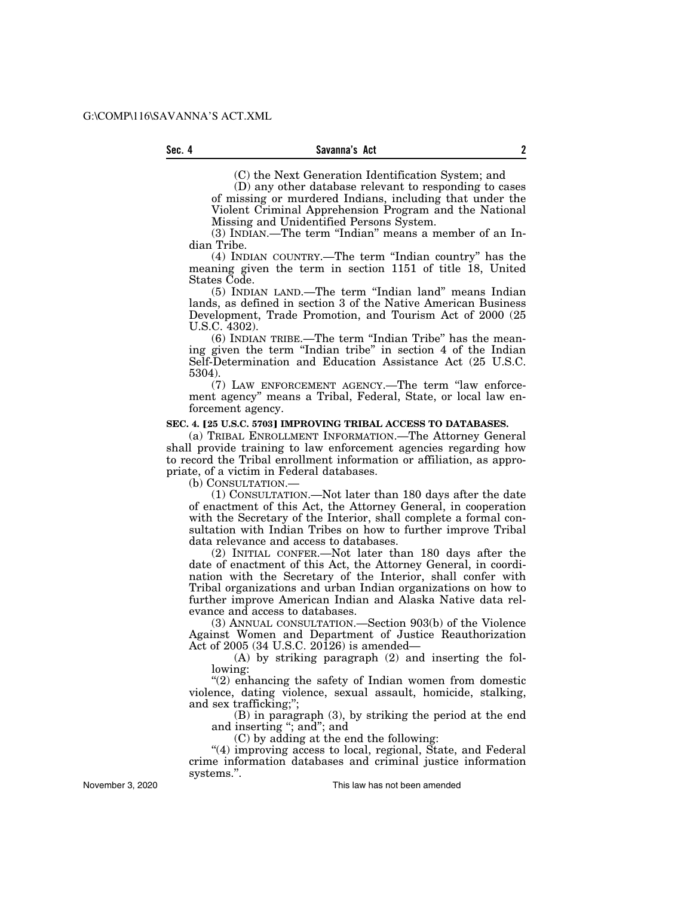(C) the Next Generation Identification System; and

(D) any other database relevant to responding to cases of missing or murdered Indians, including that under the Violent Criminal Apprehension Program and the National Missing and Unidentified Persons System.

(3) INDIAN.—The term "Indian" means a member of an Indian Tribe.

(4) INDIAN COUNTRY.—The term "Indian country" has the meaning given the term in section 1151 of title 18, United States Code.

(5) INDIAN LAND.—The term "Indian land" means Indian lands, as defined in section 3 of the Native American Business Development, Trade Promotion, and Tourism Act of 2000 (25 U.S.C. 4302).

(6) INDIAN TRIBE.—The term "Indian Tribe" has the meaning given the term "Indian tribe" in section 4 of the Indian Self-Determination and Education Assistance Act (25 U.S.C. 5304).

(7) LAW ENFORCEMENT AGENCY.—The term "law enforcement agency" means a Tribal, Federal, State, or local law enforcement agency.

**SEC. 4. [25 U.S.C. 5703] IMPROVING TRIBAL ACCESS TO DATABASES.**

(a) TRIBAL ENROLLMENT INFORMATION.—The Attorney General shall provide training to law enforcement agencies regarding how to record the Tribal enrollment information or affiliation, as appropriate, of a victim in Federal databases.

(b) CONSULTATION.—

(1) CONSULTATION.—Not later than 180 days after the date of enactment of this Act, the Attorney General, in cooperation with the Secretary of the Interior, shall complete a formal consultation with Indian Tribes on how to further improve Tribal data relevance and access to databases.

(2) INITIAL CONFER.—Not later than 180 days after the date of enactment of this Act, the Attorney General, in coordination with the Secretary of the Interior, shall confer with Tribal organizations and urban Indian organizations on how to further improve American Indian and Alaska Native data relevance and access to databases.

(3) ANNUAL CONSULTATION.—Section 903(b) of the Violence Against Women and Department of Justice Reauthorization Act of 2005 (34 U.S.C. 20126) is amended—

(A) by striking paragraph (2) and inserting the following:

"(2) enhancing the safety of Indian women from domestic violence, dating violence, sexual assault, homicide, stalking, and sex trafficking;";

(B) in paragraph (3), by striking the period at the end and inserting "; and"; and

(C) by adding at the end the following:

"(4) improving access to local, regional, State, and Federal crime information databases and criminal justice information systems.".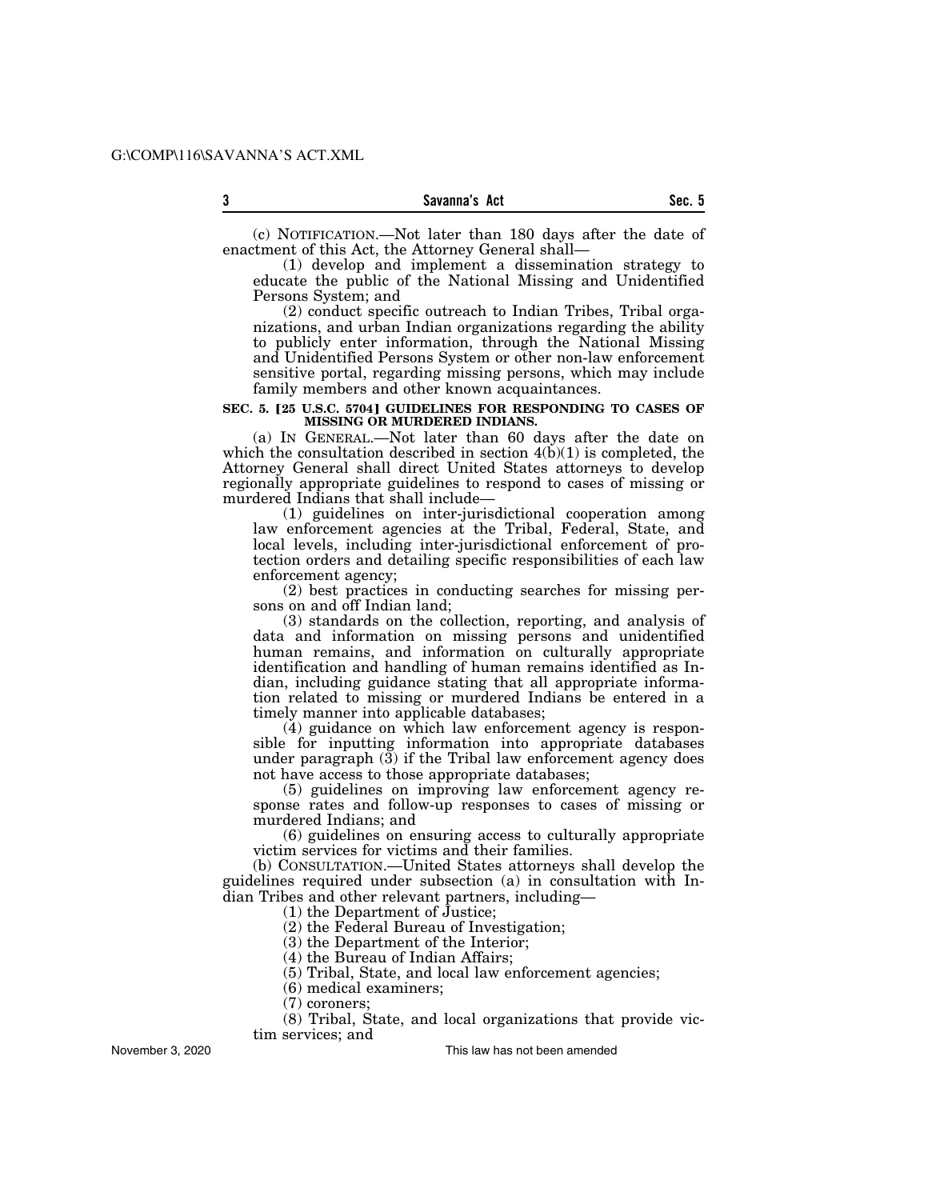(c) NOTIFICATION.—Not later than 180 days after the date of enactment of this Act, the Attorney General shall—

(1) develop and implement a dissemination strategy to educate the public of the National Missing and Unidentified Persons System; and

(2) conduct specific outreach to Indian Tribes, Tribal organizations, and urban Indian organizations regarding the ability to publicly enter information, through the National Missing and Unidentified Persons System or other non-law enforcement sensitive portal, regarding missing persons, which may include family members and other known acquaintances.

**SEC. 5. [25 U.S.C. 5704] GUIDELINES FOR RESPONDING TO CASES OF MISSING OR MURDERED INDIANS.**

(a) IN GENERAL.—Not later than 60 days after the date on which the consultation described in section 4(b)(1) is completed, the Attorney General shall direct United States attorneys to develop regionally appropriate guidelines to respond to cases of missing or murdered Indians that shall include—

(1) guidelines on inter-jurisdictional cooperation among law enforcement agencies at the Tribal, Federal, State, and local levels, including inter-jurisdictional enforcement of protection orders and detailing specific responsibilities of each law enforcement agency;

(2) best practices in conducting searches for missing persons on and off Indian land;

(3) standards on the collection, reporting, and analysis of data and information on missing persons and unidentified human remains, and information on culturally appropriate identification and handling of human remains identified as Indian, including guidance stating that all appropriate information related to missing or murdered Indians be entered in a timely manner into applicable databases;

(4) guidance on which law enforcement agency is responsible for inputting information into appropriate databases under paragraph (3) if the Tribal law enforcement agency does not have access to those appropriate databases;

(5) guidelines on improving law enforcement agency response rates and follow-up responses to cases of missing or murdered Indians; and

(6) guidelines on ensuring access to culturally appropriate victim services for victims and their families.

(b) CONSULTATION.—United States attorneys shall develop the guidelines required under subsection (a) in consultation with Indian Tribes and other relevant partners, including—

(1) the Department of Justice;

(2) the Federal Bureau of Investigation;

(3) the Department of the Interior;

(4) the Bureau of Indian Affairs;

(5) Tribal, State, and local law enforcement agencies;

(6) medical examiners;

(7) coroners;

(8) Tribal, State, and local organizations that provide victim services; and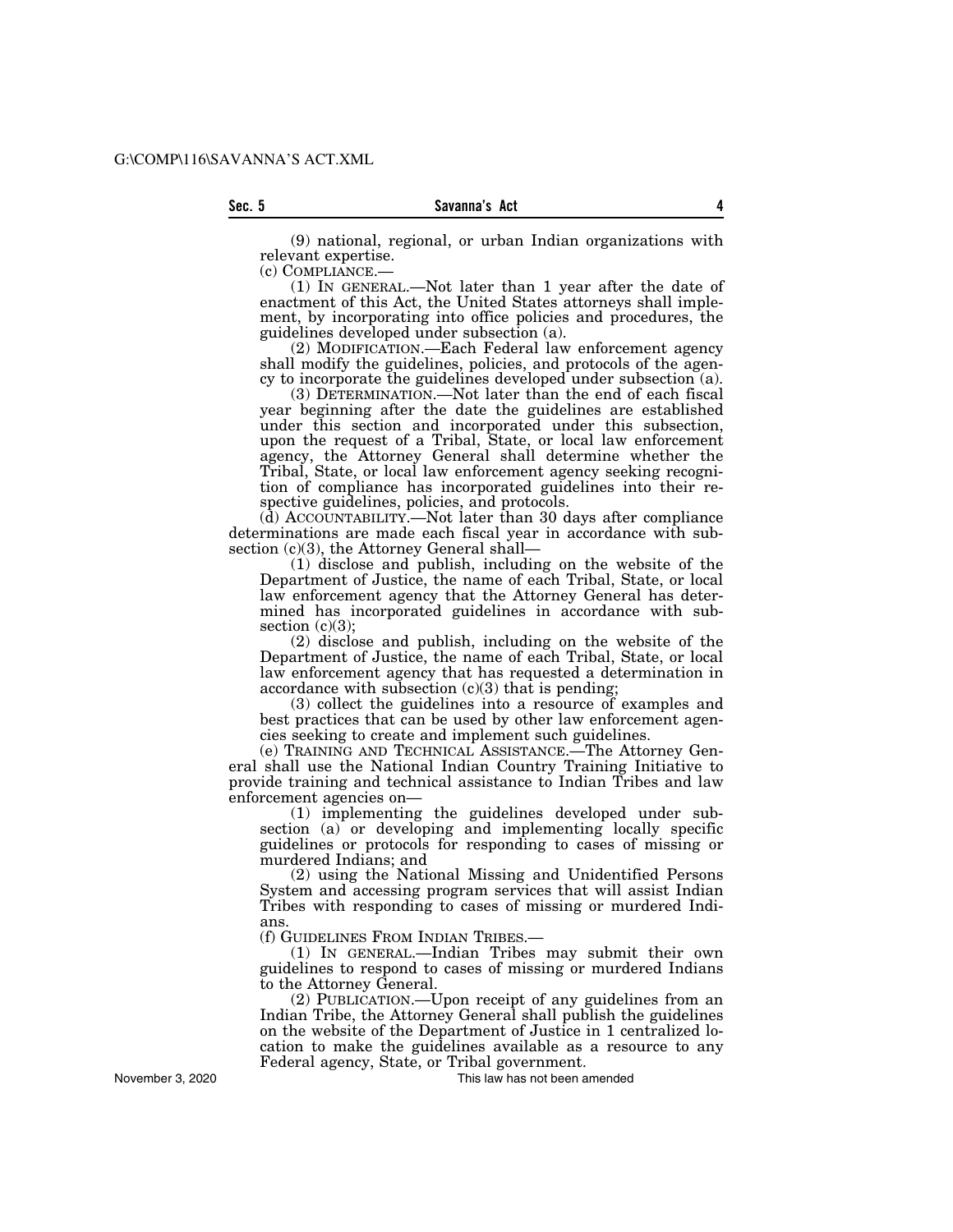(9) national, regional, or urban Indian organizations with relevant expertise.

(c) COMPLIANCE.—

(1) IN GENERAL.—Not later than 1 year after the date of enactment of this Act, the United States attorneys shall implement, by incorporating into office policies and procedures, the guidelines developed under subsection (a).

(2) MODIFICATION.—Each Federal law enforcement agency shall modify the guidelines, policies, and protocols of the agency to incorporate the guidelines developed under subsection (a).

(3) DETERMINATION.—Not later than the end of each fiscal year beginning after the date the guidelines are established under this section and incorporated under this subsection, upon the request of a Tribal, State, or local law enforcement agency, the Attorney General shall determine whether the Tribal, State, or local law enforcement agency seeking recognition of compliance has incorporated guidelines into their respective guidelines, policies, and protocols.

(d) ACCOUNTABILITY.—Not later than 30 days after compliance determinations are made each fiscal year in accordance with subsection (c)(3), the Attorney General shall—

(1) disclose and publish, including on the website of the Department of Justice, the name of each Tribal, State, or local law enforcement agency that the Attorney General has determined has incorporated guidelines in accordance with subsection (c)(3);

(2) disclose and publish, including on the website of the Department of Justice, the name of each Tribal, State, or local law enforcement agency that has requested a determination in accordance with subsection (c)(3) that is pending;

(3) collect the guidelines into a resource of examples and best practices that can be used by other law enforcement agencies seeking to create and implement such guidelines.

(e) TRAINING AND TECHNICAL ASSISTANCE.—The Attorney General shall use the National Indian Country Training Initiative to provide training and technical assistance to Indian Tribes and law enforcement agencies on—

(1) implementing the guidelines developed under subsection (a) or developing and implementing locally specific guidelines or protocols for responding to cases of missing or murdered Indians; and

(2) using the National Missing and Unidentified Persons System and accessing program services that will assist Indian Tribes with responding to cases of missing or murdered Indians.

(f) GUIDELINES FROM INDIAN TRIBES.—

(1) IN GENERAL.—Indian Tribes may submit their own guidelines to respond to cases of missing or murdered Indians to the Attorney General.

(2) PUBLICATION.—Upon receipt of any guidelines from an Indian Tribe, the Attorney General shall publish the guidelines on the website of the Department of Justice in 1 centralized location to make the guidelines available as a resource to any Federal agency, State, or Tribal government.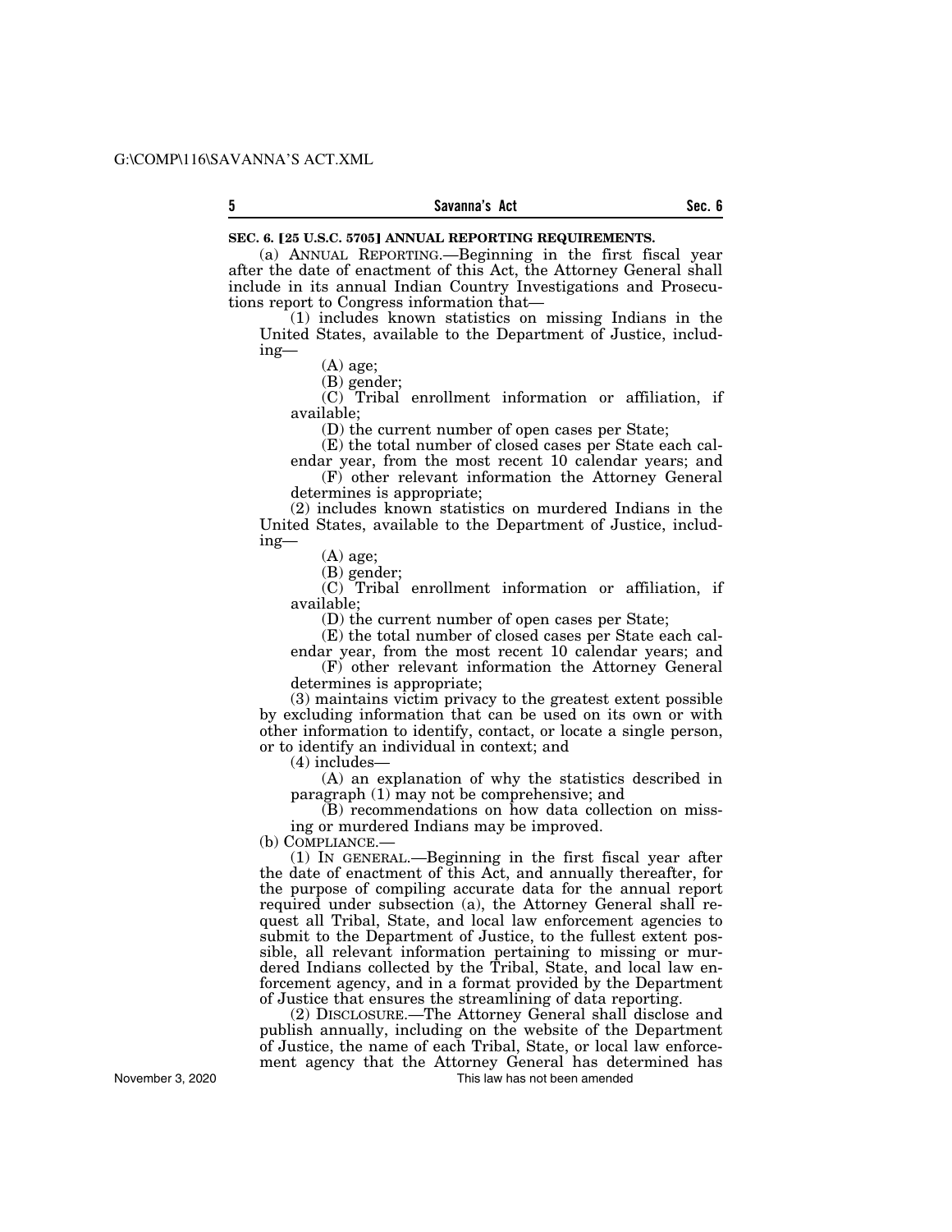**SEC. 6. [25 U.S.C. 5705] ANNUAL REPORTING REQUIREMENTS.**

(a) ANNUAL REPORTING.—Beginning in the first fiscal year after the date of enactment of this Act, the Attorney General shall include in its annual Indian Country Investigations and Prosecutions report to Congress information that—

(1) includes known statistics on missing Indians in the United States, available to the Department of Justice, including—

(A) age;

(B) gender;

(C) Tribal enrollment information or affiliation, if available;

(D) the current number of open cases per State;

(E) the total number of closed cases per State each calendar year, from the most recent 10 calendar years; and

(F) other relevant information the Attorney General determines is appropriate;

(2) includes known statistics on murdered Indians in the United States, available to the Department of Justice, including—

(A) age;

(B) gender;

(C) Tribal enrollment information or affiliation, if available;

(D) the current number of open cases per State;

(E) the total number of closed cases per State each calendar year, from the most recent 10 calendar years; and

(F) other relevant information the Attorney General determines is appropriate;

(3) maintains victim privacy to the greatest extent possible by excluding information that can be used on its own or with other information to identify, contact, or locate a single person, or to identify an individual in context; and

(4) includes—

(A) an explanation of why the statistics described in paragraph (1) may not be comprehensive; and

(B) recommendations on how data collection on missing or murdered Indians may be improved.

(b) COMPLIANCE.—

(1) IN GENERAL.—Beginning in the first fiscal year after the date of enactment of this Act, and annually thereafter, for the purpose of compiling accurate data for the annual report required under subsection (a), the Attorney General shall request all Tribal, State, and local law enforcement agencies to submit to the Department of Justice, to the fullest extent possible, all relevant information pertaining to missing or murdered Indians collected by the Tribal, State, and local law enforcement agency, and in a format provided by the Department of Justice that ensures the streamlining of data reporting.

(2) DISCLOSURE.—The Attorney General shall disclose and publish annually, including on the website of the Department of Justice, the name of each Tribal, State, or local law enforcement agency that the Attorney General has determined has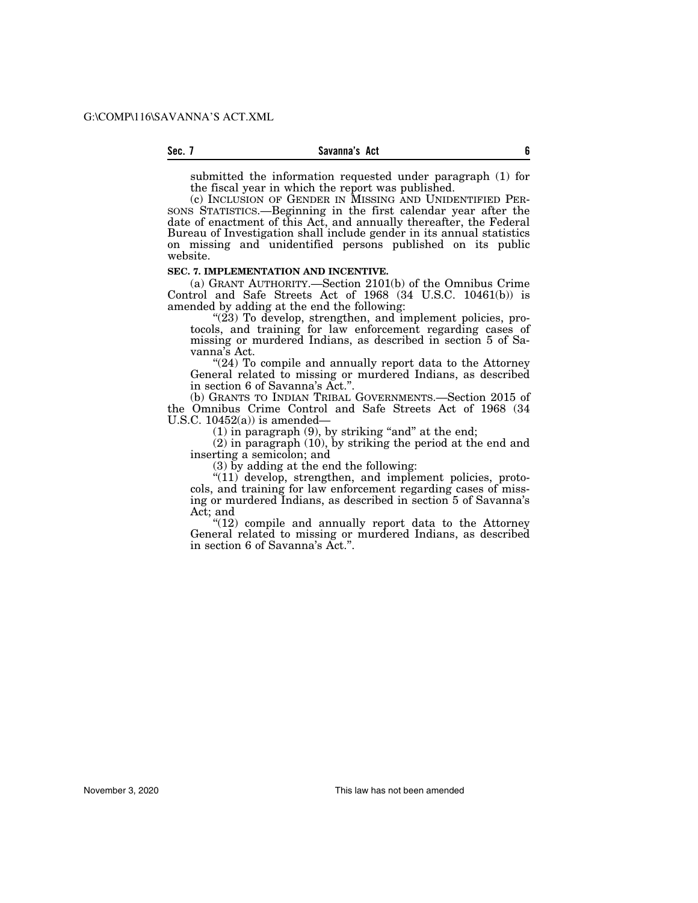submitted the information requested under paragraph (1) for the fiscal year in which the report was published.

(c) INCLUSION OF GENDER IN MISSING AND UNIDENTIFIED PERSONS STATISTICS.—Beginning in the first calendar year after the date of enactment of this Act, and annually thereafter, the Federal Bureau of Investigation shall include gender in its annual statistics on missing and unidentified persons published on its public website.

**SEC. 7. IMPLEMENTATION AND INCENTIVE.**

(a) GRANT AUTHORITY.—Section 2101(b) of the Omnibus Crime Control and Safe Streets Act of 1968 (34 U.S.C. 10461(b)) is amended by adding at the end the following:

"(23) To develop, strengthen, and implement policies, protocols, and training for law enforcement regarding cases of missing or murdered Indians, as described in section 5 of Savanna's Act.

"(24) To compile and annually report data to the Attorney General related to missing or murdered Indians, as described in section 6 of Savanna's Act.".

(b) GRANTS TO INDIAN TRIBAL GOVERNMENTS.—Section 2015 of the Omnibus Crime Control and Safe Streets Act of 1968 (34 U.S.C. 10452(a)) is amended—

(1) in paragraph (9), by striking "and" at the end;

(2) in paragraph (10), by striking the period at the end and inserting a semicolon; and

(3) by adding at the end the following:

"(11) develop, strengthen, and implement policies, protocols, and training for law enforcement regarding cases of missing or murdered Indians, as described in section 5 of Savanna's Act; and

"(12) compile and annually report data to the Attorney General related to missing or murdered Indians, as described in section 6 of Savanna's Act.".